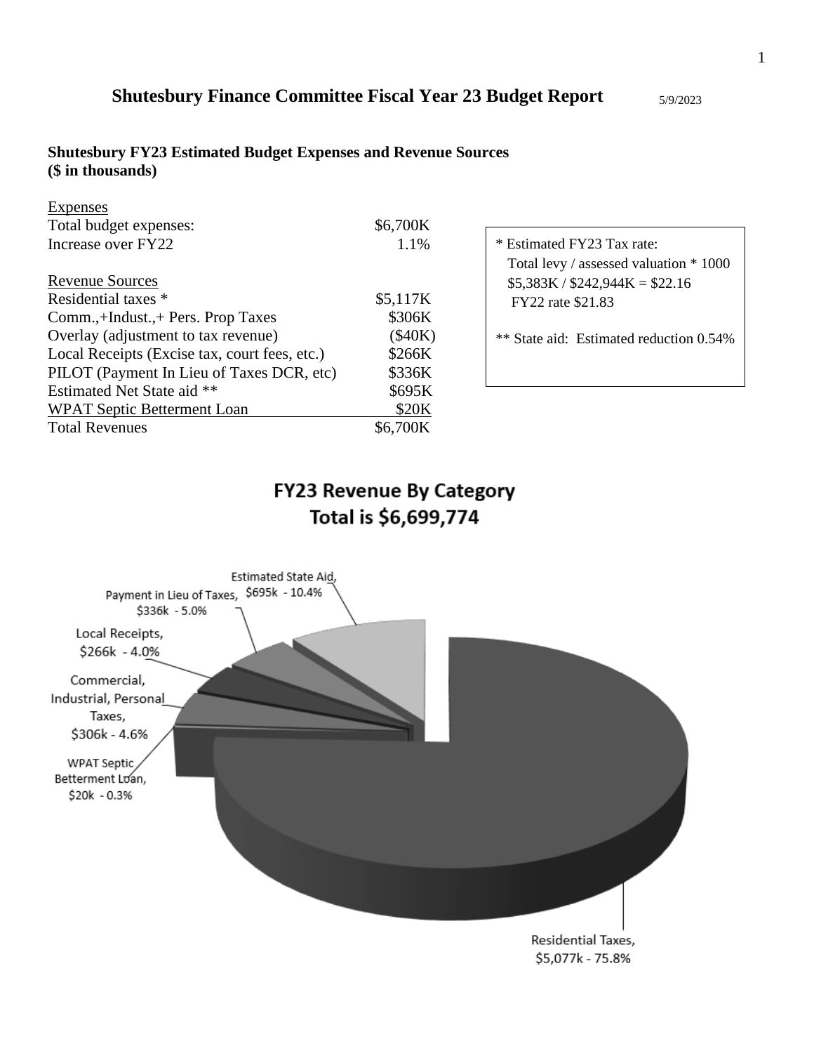# Shutesbury Finance Committee Fiscal Year 23 Budget Report

5/9/2023

**Shutesbury FY23 Estimated Budget Expenses and Revenue Sources**
**($ in thousands)**

| Expenses | |
|---|---|
| Total budget expenses: | $6,700K |
| Increase over FY22 | 1.1% |
| **Revenue Sources** | |
| Residential taxes * | $5,117K |
| Comm.,+Indust.,+ Pers. Prop Taxes | $306K |
| Overlay (adjustment to tax revenue) | ($40K) |
| Local Receipts (Excise tax, court fees, etc.) | $266K |
| PILOT (Payment In Lieu of Taxes DCR, etc) | $336K |
| Estimated Net State aid ** | $695K |
| WPAT Septic Betterment Loan | $20K |
| Total Revenues | $6,700K |

\* Estimated FY23 Tax rate:
Total levy / assessed valuation * 1000
$5,383K / $242,944K = $22.16
FY22 rate $21.83

** State aid: Estimated reduction 0.54%

**FY23 Revenue By Category**
**Total is $6,699,774**

- Residential Taxes, $5,077k - 75.8%
- Estimated State Aid, $695k - 10.4%
- Payment in Lieu of Taxes, $336k - 5.0%
- Commercial, Industrial, Personal Taxes, $306k - 4.6%
- Local Receipts, $266k - 4.0%
- WPAT Septic Betterment Loan, $20k - 0.3%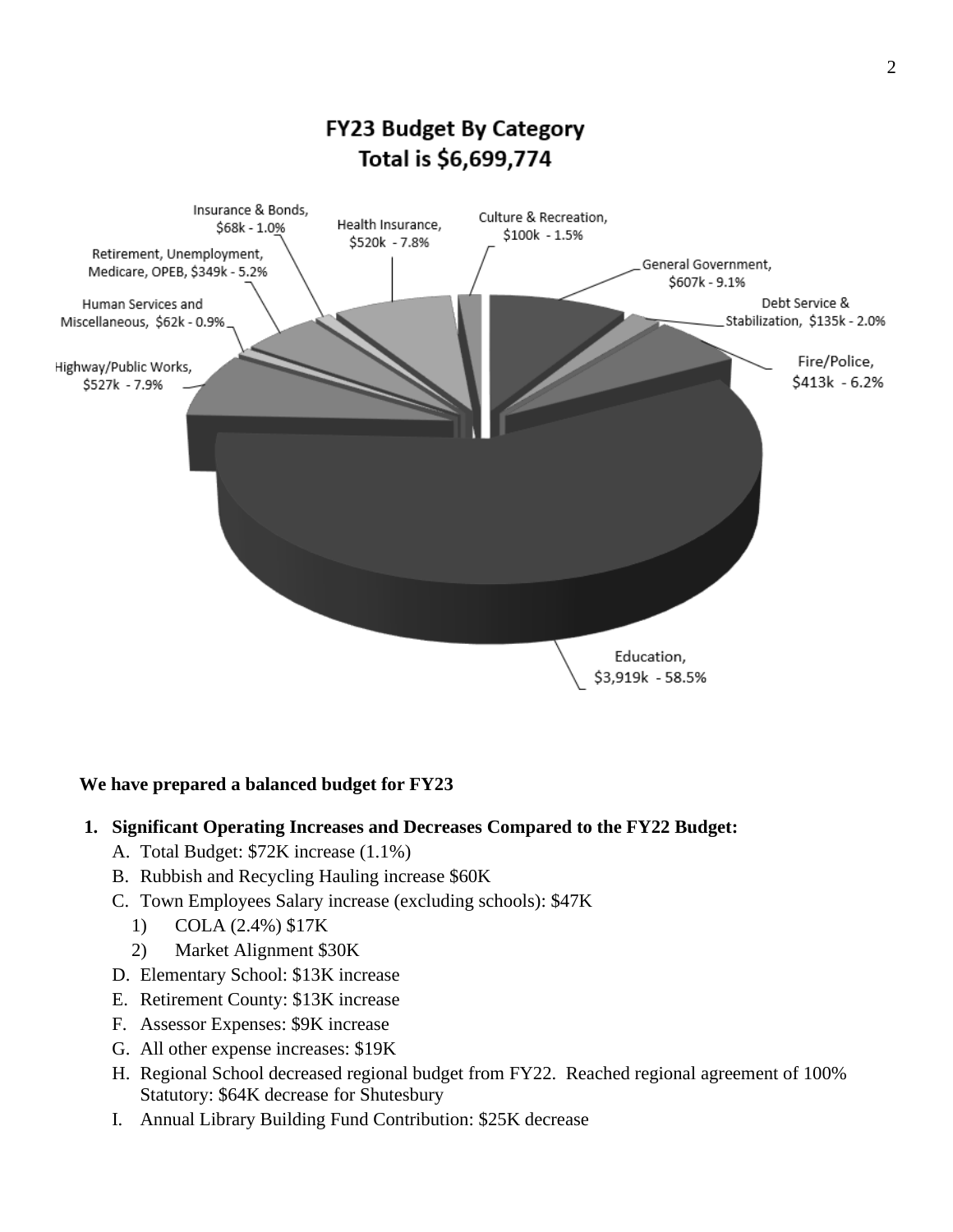**FY23 Budget By Category**
**Total is $6,699,774**

- Education, $3,919k - 58.5%
- General Government, $607k - 9.1%
- Highway/Public Works, $527k - 7.9%
- Health Insurance, $520k - 7.8%
- Fire/Police, $413k - 6.2%
- Retirement, Unemployment, Medicare, OPEB, $349k - 5.2%
- Debt Service & Stabilization, $135k - 2.0%
- Culture & Recreation, $100k - 1.5%
- Insurance & Bonds, $68k - 1.0%
- Human Services and Miscellaneous, $62k - 0.9%

**We have prepared a balanced budget for FY23**

1. **Significant Operating Increases and Decreases Compared to the FY22 Budget:**
   A. Total Budget: $72K increase (1.1%)
   B. Rubbish and Recycling Hauling increase $60K
   C. Town Employees Salary increase (excluding schools): $47K
      1) COLA (2.4%) $17K
      2) Market Alignment $30K
   D. Elementary School: $13K increase
   E. Retirement County: $13K increase
   F. Assessor Expenses: $9K increase
   G. All other expense increases: $19K
   H. Regional School decreased regional budget from FY22. Reached regional agreement of 100% Statutory: $64K decrease for Shutesbury
   I. Annual Library Building Fund Contribution: $25K decrease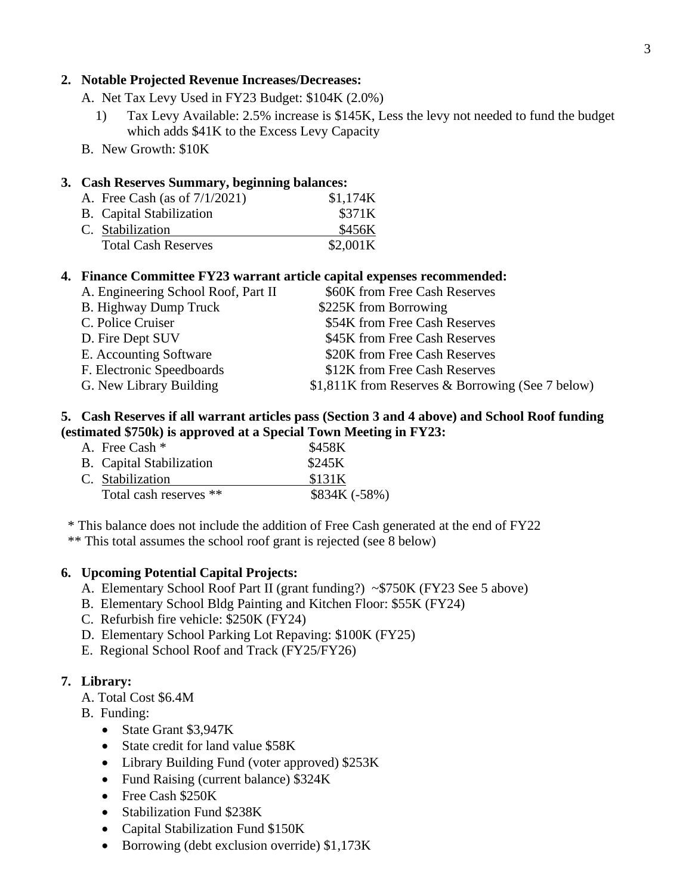**2. Notable Projected Revenue Increases/Decreases:**

A. Net Tax Levy Used in FY23 Budget: $104K (2.0%)

1) Tax Levy Available: 2.5% increase is $145K, Less the levy not needed to fund the budget which adds $41K to the Excess Levy Capacity

B. New Growth: $10K

**3. Cash Reserves Summary, beginning balances:**

| | |
|---|---|
| A. Free Cash (as of 7/1/2021) | $1,174K |
| B. Capital Stabilization | $371K |
| C. Stabilization | $456K |
| Total Cash Reserves | $2,001K |

**4. Finance Committee FY23 warrant article capital expenses recommended:**

| | |
|---|---|
| A. Engineering School Roof, Part II | $60K from Free Cash Reserves |
| B. Highway Dump Truck | $225K from Borrowing |
| C. Police Cruiser | $54K from Free Cash Reserves |
| D. Fire Dept SUV | $45K from Free Cash Reserves |
| E. Accounting Software | $20K from Free Cash Reserves |
| F. Electronic Speedboards | $12K from Free Cash Reserves |
| G. New Library Building | $1,811K from Reserves & Borrowing (See 7 below) |

**5. Cash Reserves if all warrant articles pass (Section 3 and 4 above) and School Roof funding (estimated $750k) is approved at a Special Town Meeting in FY23:**

| | |
|---|---|
| A. Free Cash * | $458K |
| B. Capital Stabilization | $245K |
| C. Stabilization | $131K |
| Total cash reserves ** | $834K (-58%) |

\* This balance does not include the addition of Free Cash generated at the end of FY22

\** This total assumes the school roof grant is rejected (see 8 below)

**6. Upcoming Potential Capital Projects:**

A. Elementary School Roof Part II (grant funding?) ~$750K (FY23 See 5 above)

B. Elementary School Bldg Painting and Kitchen Floor: $55K (FY24)

C. Refurbish fire vehicle: $250K (FY24)

D. Elementary School Parking Lot Repaving: $100K (FY25)

E. Regional School Roof and Track (FY25/FY26)

**7. Library:**

A. Total Cost $6.4M

B. Funding:

- State Grant $3,947K
- State credit for land value $58K
- Library Building Fund (voter approved) $253K
- Fund Raising (current balance) $324K
- Free Cash $250K
- Stabilization Fund $238K
- Capital Stabilization Fund $150K
- Borrowing (debt exclusion override) $1,173K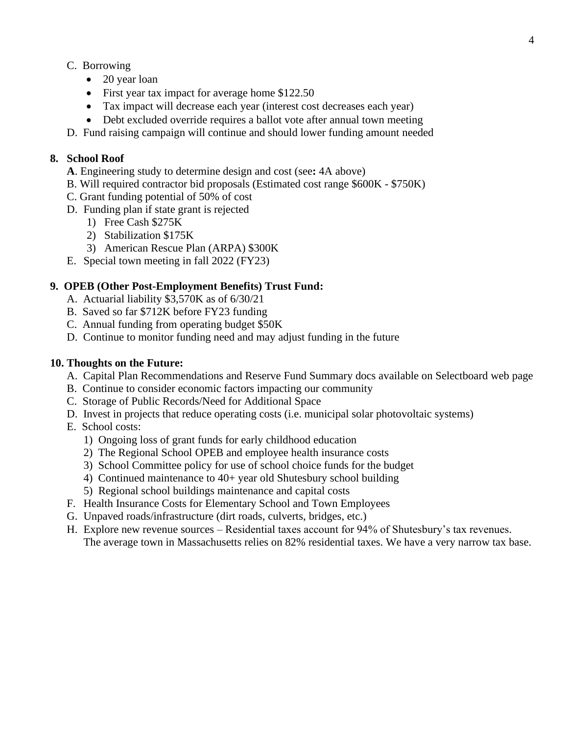C. Borrowing
   - 20 year loan
   - First year tax impact for average home $122.50
   - Tax impact will decrease each year (interest cost decreases each year)
   - Debt excluded override requires a ballot vote after annual town meeting

D. Fund raising campaign will continue and should lower funding amount needed

**8. School Roof**

**A**. Engineering study to determine design and cost (see**:** 4A above)

B. Will required contractor bid proposals (Estimated cost range $600K - $750K)

C. Grant funding potential of 50% of cost

D. Funding plan if state grant is rejected
   1) Free Cash $275K
   2) Stabilization $175K
   3) American Rescue Plan (ARPA) $300K

E. Special town meeting in fall 2022 (FY23)

**9. OPEB (Other Post-Employment Benefits) Trust Fund:**

A. Actuarial liability $3,570K as of 6/30/21

B. Saved so far $712K before FY23 funding

C. Annual funding from operating budget $50K

D. Continue to monitor funding need and may adjust funding in the future

**10. Thoughts on the Future:**

A. Capital Plan Recommendations and Reserve Fund Summary docs available on Selectboard web page

B. Continue to consider economic factors impacting our community

C. Storage of Public Records/Need for Additional Space

D. Invest in projects that reduce operating costs (i.e. municipal solar photovoltaic systems)

E. School costs:
   1) Ongoing loss of grant funds for early childhood education
   2) The Regional School OPEB and employee health insurance costs
   3) School Committee policy for use of school choice funds for the budget
   4) Continued maintenance to 40+ year old Shutesbury school building
   5) Regional school buildings maintenance and capital costs

F. Health Insurance Costs for Elementary School and Town Employees

G. Unpaved roads/infrastructure (dirt roads, culverts, bridges, etc.)

H. Explore new revenue sources – Residential taxes account for 94% of Shutesbury's tax revenues. The average town in Massachusetts relies on 82% residential taxes. We have a very narrow tax base.